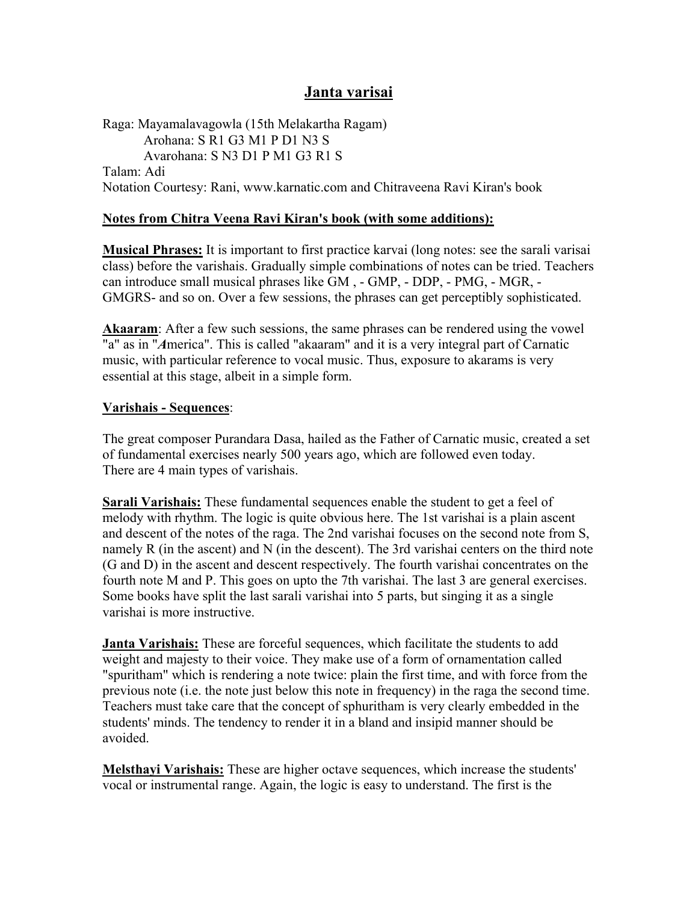# Janta varisai

Raga: Mayamalavagowla (15th Melakartha Ragam)
  Arohana: S R1 G3 M1 P D1 N3 S
  Avarohana: S N3 D1 P M1 G3 R1 S
Talam: Adi
Notation Courtesy: Rani, www.karnatic.com and Chitraveena Ravi Kiran's book

**Notes from Chitra Veena Ravi Kiran's book (with some additions):**

**Musical Phrases:** It is important to first practice karvai (long notes: see the sarali varisai class) before the varishais. Gradually simple combinations of notes can be tried. Teachers can introduce small musical phrases like GM , - GMP, - DDP, - PMG, - MGR, - GMGRS- and so on. Over a few sessions, the phrases can get perceptibly sophisticated.

**Akaaram**: After a few such sessions, the same phrases can be rendered using the vowel "a" as in "***A***merica". This is called "akaaram" and it is a very integral part of Carnatic music, with particular reference to vocal music. Thus, exposure to akarams is very essential at this stage, albeit in a simple form.

**Varishais - Sequences**:

The great composer Purandara Dasa, hailed as the Father of Carnatic music, created a set of fundamental exercises nearly 500 years ago, which are followed even today.
There are 4 main types of varishais.

**Sarali Varishais:** These fundamental sequences enable the student to get a feel of melody with rhythm. The logic is quite obvious here. The 1st varishai is a plain ascent and descent of the notes of the raga. The 2nd varishai focuses on the second note from S, namely R (in the ascent) and N (in the descent). The 3rd varishai centers on the third note (G and D) in the ascent and descent respectively. The fourth varishai concentrates on the fourth note M and P. This goes on upto the 7th varishai. The last 3 are general exercises. Some books have split the last sarali varishai into 5 parts, but singing it as a single varishai is more instructive.

**Janta Varishais:** These are forceful sequences, which facilitate the students to add weight and majesty to their voice. They make use of a form of ornamentation called "spuritham" which is rendering a note twice: plain the first time, and with force from the previous note (i.e. the note just below this note in frequency) in the raga the second time. Teachers must take care that the concept of sphuritham is very clearly embedded in the students' minds. The tendency to render it in a bland and insipid manner should be avoided.

**Melsthayi Varishais:** These are higher octave sequences, which increase the students' vocal or instrumental range. Again, the logic is easy to understand. The first is the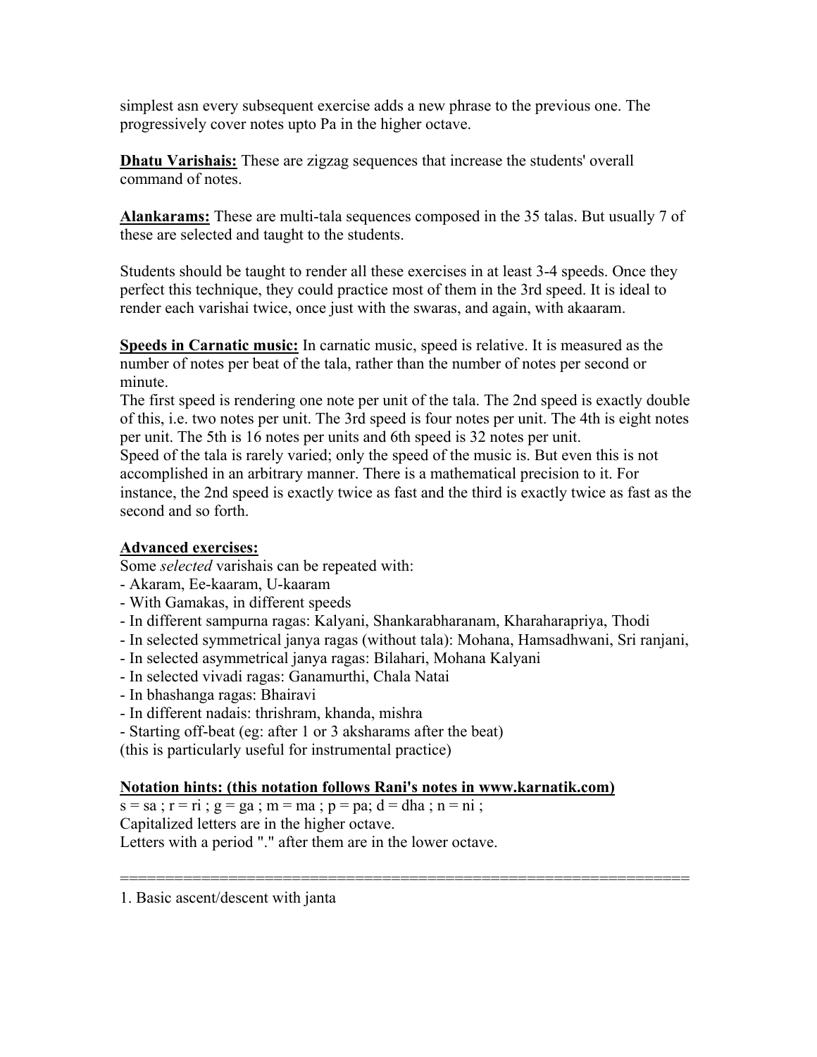simplest asn every subsequent exercise adds a new phrase to the previous one. The progressively cover notes upto Pa in the higher octave.

**Dhatu Varishais:** These are zigzag sequences that increase the students' overall command of notes.

**Alankarams:** These are multi-tala sequences composed in the 35 talas. But usually 7 of these are selected and taught to the students.

Students should be taught to render all these exercises in at least 3-4 speeds. Once they perfect this technique, they could practice most of them in the 3rd speed. It is ideal to render each varishai twice, once just with the swaras, and again, with akaaram.

**Speeds in Carnatic music:** In carnatic music, speed is relative. It is measured as the number of notes per beat of the tala, rather than the number of notes per second or minute.
The first speed is rendering one note per unit of the tala. The 2nd speed is exactly double of this, i.e. two notes per unit. The 3rd speed is four notes per unit. The 4th is eight notes per unit. The 5th is 16 notes per units and 6th speed is 32 notes per unit.
Speed of the tala is rarely varied; only the speed of the music is. But even this is not accomplished in an arbitrary manner. There is a mathematical precision to it. For instance, the 2nd speed is exactly twice as fast and the third is exactly twice as fast as the second and so forth.

**Advanced exercises:**
Some *selected* varishais can be repeated with:
- Akaram, Ee-kaaram, U-kaaram
- With Gamakas, in different speeds
- In different sampurna ragas: Kalyani, Shankarabharanam, Kharaharapriya, Thodi
- In selected symmetrical janya ragas (without tala): Mohana, Hamsadhwani, Sri ranjani,
- In selected asymmetrical janya ragas: Bilahari, Mohana Kalyani
- In selected vivadi ragas: Ganamurthi, Chala Natai
- In bhashanga ragas: Bhairavi
- In different nadais: thrishram, khanda, mishra
- Starting off-beat (eg: after 1 or 3 aksharams after the beat)
(this is particularly useful for instrumental practice)

**Notation hints: (this notation follows Rani's notes in www.karnatik.com)**
s = sa ; r = ri ; g = ga ; m = ma ; p = pa; d = dha ; n = ni ;
Capitalized letters are in the higher octave.
Letters with a period "." after them are in the lower octave.

==============================================================

1. Basic ascent/descent with janta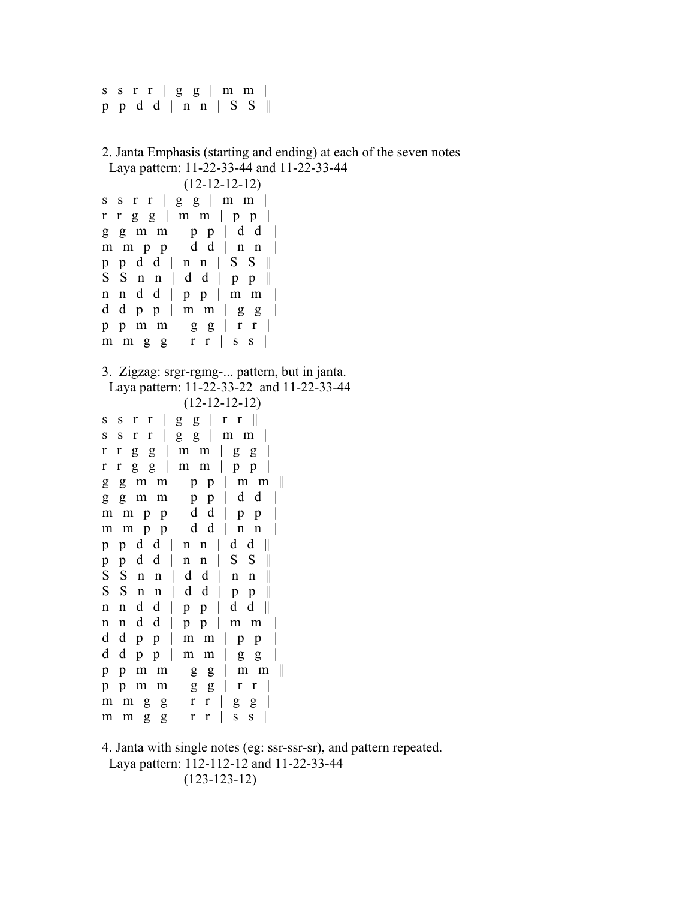```
s  s  r  r  |  g  g  |  m  m  ||
p  p  d  d  |  n  n  |  S  S  ||
```

2. Janta Emphasis (starting and ending) at each of the seven notes
   Laya pattern: 11-22-33-44 and 11-22-33-44
   (12-12-12-12)

```
s  s  r  r  |  g  g  |  m  m  ||
r  r  g  g  |  m  m  |  p  p  ||
g  g  m  m  |  p  p  |  d  d  ||
m  m  p  p  |  d  d  |  n  n  ||
p  p  d  d  |  n  n  |  S  S  ||
S  S  n  n  |  d  d  |  p  p  ||
n  n  d  d  |  p  p  |  m  m  ||
d  d  p  p  |  m  m  |  g  g  ||
p  p  m  m  |  g  g  |  r  r  ||
m  m  g  g  |  r  r  |  s  s  ||
```

3. Zigzag: srgr-rgmg-... pattern, but in janta.
   Laya pattern: 11-22-33-22 and 11-22-33-44
   (12-12-12-12)

```
s  s  r  r  |  g  g  |  r  r  ||
s  s  r  r  |  g  g  |  m  m  ||
r  r  g  g  |  m  m  |  g  g  ||
r  r  g  g  |  m  m  |  p  p  ||
g  g  m  m  |  p  p  |  m  m  ||
g  g  m  m  |  p  p  |  d  d  ||
m  m  p  p  |  d  d  |  p  p  ||
m  m  p  p  |  d  d  |  n  n  ||
p  p  d  d  |  n  n  |  d  d  ||
p  p  d  d  |  n  n  |  S  S  ||
S  S  n  n  |  d  d  |  n  n  ||
S  S  n  n  |  d  d  |  p  p  ||
n  n  d  d  |  p  p  |  d  d  ||
n  n  d  d  |  p  p  |  m  m  ||
d  d  p  p  |  m  m  |  p  p  ||
d  d  p  p  |  m  m  |  g  g  ||
p  p  m  m  |  g  g  |  m  m  ||
p  p  m  m  |  g  g  |  r  r  ||
m  m  g  g  |  r  r  |  g  g  ||
m  m  g  g  |  r  r  |  s  s  ||
```

4. Janta with single notes (eg: ssr-ssr-sr), and pattern repeated.
   Laya pattern: 112-112-12 and 11-22-33-44
   (123-123-12)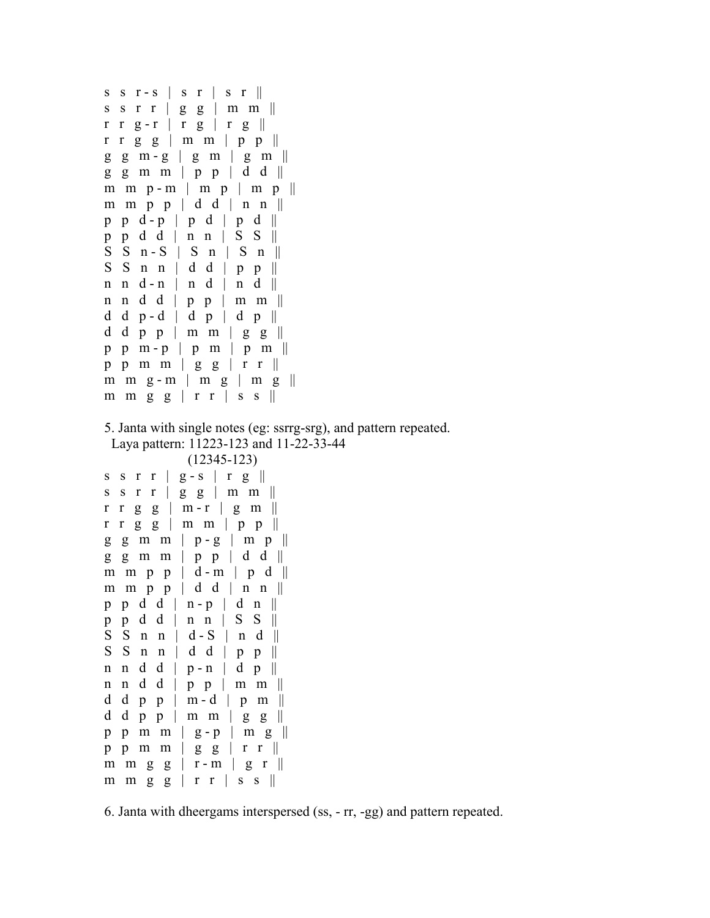```
s  s  r - s  |  s  r  |  s  r  ||
s  s  r  r  |  g  g  |  m  m  ||
r  r  g - r  |  r  g  |  r  g  ||
r  r  g  g  |  m  m  |  p  p  ||
g  g  m - g  |  g  m  |  g  m  ||
g  g  m  m  |  p  p  |  d  d  ||
m  m  p - m  |  m  p  |  m  p  ||
m  m  p  p  |  d  d  |  n  n  ||
p  p  d - p  |  p  d  |  p  d  ||
p  p  d  d  |  n  n  |  S  S  ||
S  S  n - S  |  S  n  |  S  n  ||
S  S  n  n  |  d  d  |  p  p  ||
n  n  d - n  |  n  d  |  n  d  ||
n  n  d  d  |  p  p  |  m  m  ||
d  d  p - d  |  d  p  |  d  p  ||
d  d  p  p  |  m  m  |  g  g  ||
p  p  m - p  |  p  m  |  p  m  ||
p  p  m  m  |  g  g  |  r  r  ||
m  m  g - m  |  m  g  |  m  g  ||
m  m  g  g  |  r  r  |  s  s  ||
```

5. Janta with single notes (eg: ssrrg-srg), and pattern repeated.
Laya pattern: 11223-123 and 11-22-33-44
(12345-123)

```
s  s  r  r  |  g - s  |  r  g  ||
s  s  r  r  |  g  g  |  m  m  ||
r  r  g  g  |  m - r  |  g  m  ||
r  r  g  g  |  m  m  |  p  p  ||
g  g  m  m  |  p - g  |  m  p  ||
g  g  m  m  |  p  p  |  d  d  ||
m  m  p  p  |  d - m  |  p  d  ||
m  m  p  p  |  d  d  |  n  n  ||
p  p  d  d  |  n - p  |  d  n  ||
p  p  d  d  |  n  n  |  S  S  ||
S  S  n  n  |  d - S  |  n  d  ||
S  S  n  n  |  d  d  |  p  p  ||
n  n  d  d  |  p - n  |  d  p  ||
n  n  d  d  |  p  p  |  m  m  ||
d  d  p  p  |  m - d  |  p  m  ||
d  d  p  p  |  m  m  |  g  g  ||
p  p  m  m  |  g - p  |  m  g  ||
p  p  m  m  |  g  g  |  r  r  ||
m  m  g  g  |  r - m  |  g  r  ||
m  m  g  g  |  r  r  |  s  s  ||
```

6. Janta with dheergams interspersed (ss, - rr, -gg) and pattern repeated.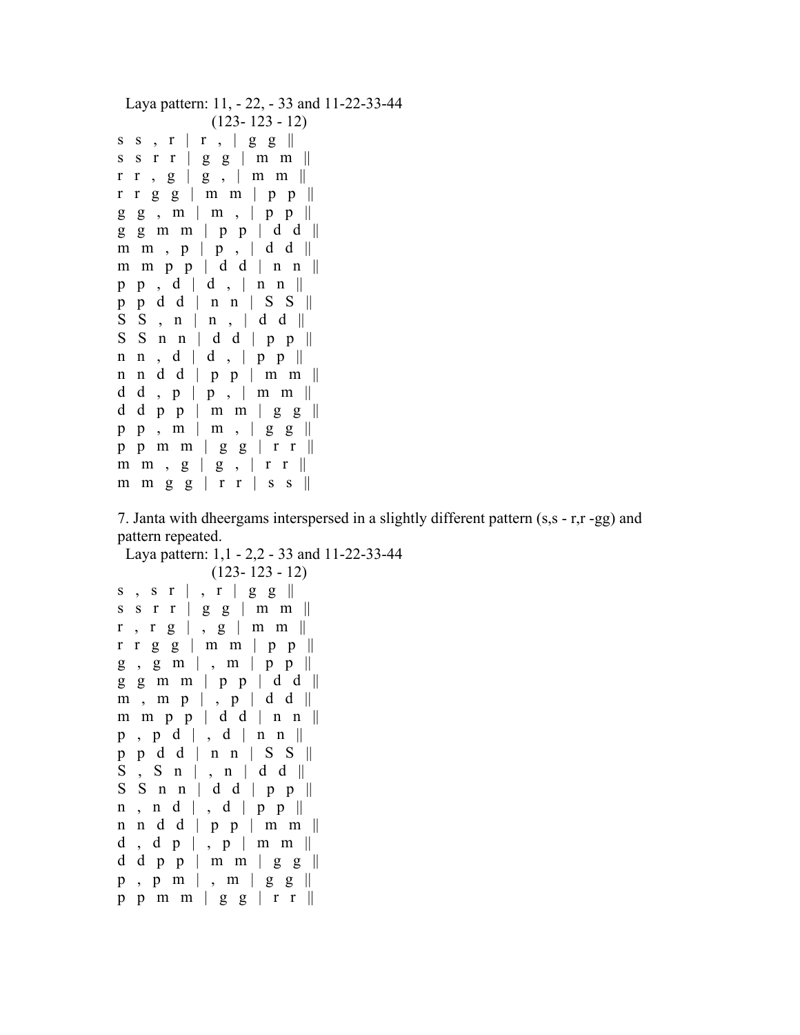Laya pattern: 11, - 22, - 33 and 11-22-33-44
(123- 123 - 12)

```
s  s  ,  r  |  r  ,  |  g  g  ||
s  s  r  r  |  g  g  |  m  m  ||
r  r  ,  g  |  g  ,  |  m  m  ||
r  r  g  g  |  m  m  |  p  p  ||
g  g  ,  m  |  m  ,  |  p  p  ||
g  g  m  m  |  p  p  |  d  d  ||
m  m  ,  p  |  p  ,  |  d  d  ||
m  m  p  p  |  d  d  |  n  n  ||
p  p  ,  d  |  d  ,  |  n  n  ||
p  p  d  d  |  n  n  |  S  S  ||
S  S  ,  n  |  n  ,  |  d  d  ||
S  S  n  n  |  d  d  |  p  p  ||
n  n  ,  d  |  d  ,  |  p  p  ||
n  n  d  d  |  p  p  |  m  m  ||
d  d  ,  p  |  p  ,  |  m  m  ||
d  d  p  p  |  m  m  |  g  g  ||
p  p  ,  m  |  m  ,  |  g  g  ||
p  p  m  m  |  g  g  |  r  r  ||
m  m  ,  g  |  g  ,  |  r  r  ||
m  m  g  g  |  r  r  |  s  s  ||
```

7. Janta with dheergams interspersed in a slightly different pattern (s,s - r,r -gg) and pattern repeated.

Laya pattern: 1,1 - 2,2 - 33 and 11-22-33-44
(123- 123 - 12)

```
s  ,  s  r  |  ,  r  |  g  g  ||
s  s  r  r  |  g  g  |  m  m  ||
r  ,  r  g  |  ,  g  |  m  m  ||
r  r  g  g  |  m  m  |  p  p  ||
g  ,  g  m  |  ,  m  |  p  p  ||
g  g  m  m  |  p  p  |  d  d  ||
m  ,  m  p  |  ,  p  |  d  d  ||
m  m  p  p  |  d  d  |  n  n  ||
p  ,  p  d  |  ,  d  |  n  n  ||
p  p  d  d  |  n  n  |  S  S  ||
S  ,  S  n  |  ,  n  |  d  d  ||
S  S  n  n  |  d  d  |  p  p  ||
n  ,  n  d  |  ,  d  |  p  p  ||
n  n  d  d  |  p  p  |  m  m  ||
d  ,  d  p  |  ,  p  |  m  m  ||
d  d  p  p  |  m  m  |  g  g  ||
p  ,  p  m  |  ,  m  |  g  g  ||
p  p  m  m  |  g  g  |  r  r  ||
```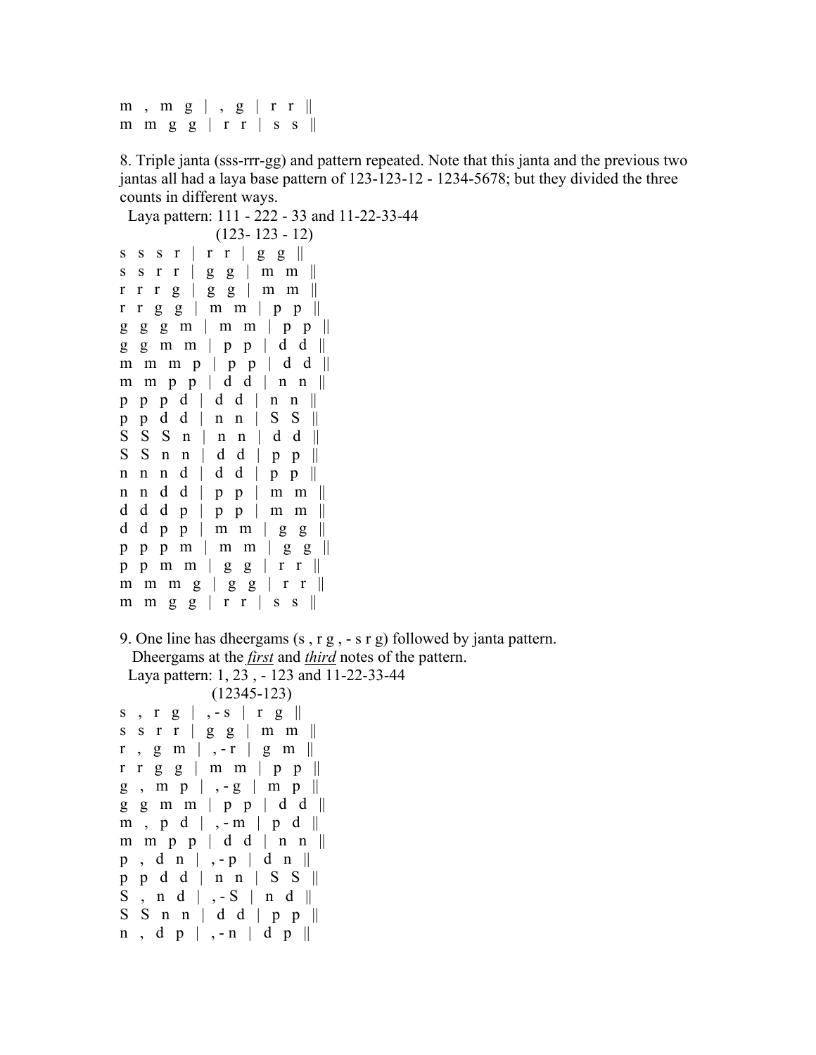```
m  ,  m  g  |  ,  g  |  r  r  ||
m  m  g  g  |  r  r  |  s  s  ||
```

8. Triple janta (sss-rrr-gg) and pattern repeated. Note that this janta and the previous two jantas all had a laya base pattern of 123-123-12 - 1234-5678; but they divided the three counts in different ways.

Laya pattern: 111 - 222 - 33 and 11-22-33-44
(123- 123 - 12)

```
s  s  s  r  |  r  r  |  g  g  ||
s  s  r  r  |  g  g  |  m  m  ||
r  r  r  g  |  g  g  |  m  m  ||
r  r  g  g  |  m  m  |  p  p  ||
g  g  g  m  |  m  m  |  p  p  ||
g  g  m  m  |  p  p  |  d  d  ||
m  m  m  p  |  p  p  |  d  d  ||
m  m  p  p  |  d  d  |  n  n  ||
p  p  p  d  |  d  d  |  n  n  ||
p  p  d  d  |  n  n  |  S  S  ||
S  S  S  n  |  n  n  |  d  d  ||
S  S  n  n  |  d  d  |  p  p  ||
n  n  n  d  |  d  d  |  p  p  ||
n  n  d  d  |  p  p  |  m  m  ||
d  d  d  p  |  p  p  |  m  m  ||
d  d  p  p  |  m  m  |  g  g  ||
p  p  p  m  |  m  m  |  g  g  ||
p  p  m  m  |  g  g  |  r  r  ||
m  m  m  g  |  g  g  |  r  r  ||
m  m  g  g  |  r  r  |  s  s  ||
```

9. One line has dheergams (s , r g , - s r g) followed by janta pattern. Dheergams at the ***first*** and ***third*** notes of the pattern.

Laya pattern: 1, 23 , - 123 and 11-22-33-44
(12345-123)

```
s  ,  r  g  |  , - s  |  r  g  ||
s  s  r  r  |  g  g  |  m  m  ||
r  ,  g  m  |  , - r  |  g  m  ||
r  r  g  g  |  m  m  |  p  p  ||
g  ,  m  p  |  , - g  |  m  p  ||
g  g  m  m  |  p  p  |  d  d  ||
m  ,  p  d  |  , - m  |  p  d  ||
m  m  p  p  |  d  d  |  n  n  ||
p  ,  d  n  |  , - p  |  d  n  ||
p  p  d  d  |  n  n  |  S  S  ||
S  ,  n  d  |  , - S  |  n  d  ||
S  S  n  n  |  d  d  |  p  p  ||
n  ,  d  p  |  , - n  |  d  p  ||
```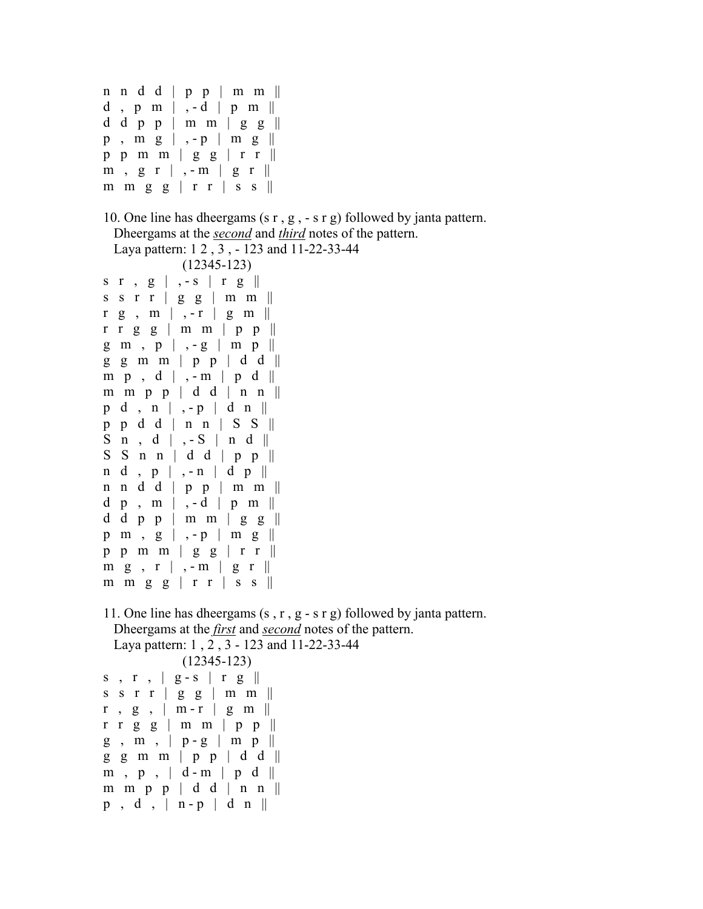```
n  n  d  d  |  p  p  |  m  m  ||
d  ,  p  m  |  , - d  |  p  m  ||
d  d  p  p  |  m  m  |  g  g  ||
p  ,  m  g  |  , - p  |  m  g  ||
p  p  m  m  |  g  g  |  r  r  ||
m  ,  g  r  |  , - m  |  g  r  ||
m  m  g  g  |  r  r  |  s  s  ||
```

10. One line has dheergams (s r , g , - s r g) followed by janta pattern.
   Dheergams at the ***second*** and ***third*** notes of the pattern.
   Laya pattern: 1 2 , 3 , - 123 and 11-22-33-44
   (12345-123)

```
s  r  ,  g  |  , - s  |  r  g  ||
s  s  r  r  |  g  g  |  m  m  ||
r  g  ,  m  |  , - r  |  g  m  ||
r  r  g  g  |  m  m  |  p  p  ||
g  m  ,  p  |  , - g  |  m  p  ||
g  g  m  m  |  p  p  |  d  d  ||
m  p  ,  d  |  , - m  |  p  d  ||
m  m  p  p  |  d  d  |  n  n  ||
p  d  ,  n  |  , - p  |  d  n  ||
p  p  d  d  |  n  n  |  S  S  ||
S  n  ,  d  |  , - S  |  n  d  ||
S  S  n  n  |  d  d  |  p  p  ||
n  d  ,  p  |  , - n  |  d  p  ||
n  n  d  d  |  p  p  |  m  m  ||
d  p  ,  m  |  , - d  |  p  m  ||
d  d  p  p  |  m  m  |  g  g  ||
p  m  ,  g  |  , - p  |  m  g  ||
p  p  m  m  |  g  g  |  r  r  ||
m  g  ,  r  |  , - m  |  g  r  ||
m  m  g  g  |  r  r  |  s  s  ||
```

11. One line has dheergams (s , r , g - s r g) followed by janta pattern.
   Dheergams at the ***first*** and ***second*** notes of the pattern.
   Laya pattern: 1 , 2 , 3 - 123 and 11-22-33-44
   (12345-123)

```
s  ,  r  ,  |  g - s  |  r  g  ||
s  s  r  r  |  g  g  |  m  m  ||
r  ,  g  ,  |  m - r  |  g  m  ||
r  r  g  g  |  m  m  |  p  p  ||
g  ,  m  ,  |  p - g  |  m  p  ||
g  g  m  m  |  p  p  |  d  d  ||
m  ,  p  ,  |  d - m  |  p  d  ||
m  m  p  p  |  d  d  |  n  n  ||
p  ,  d  ,  |  n - p  |  d  n  ||
```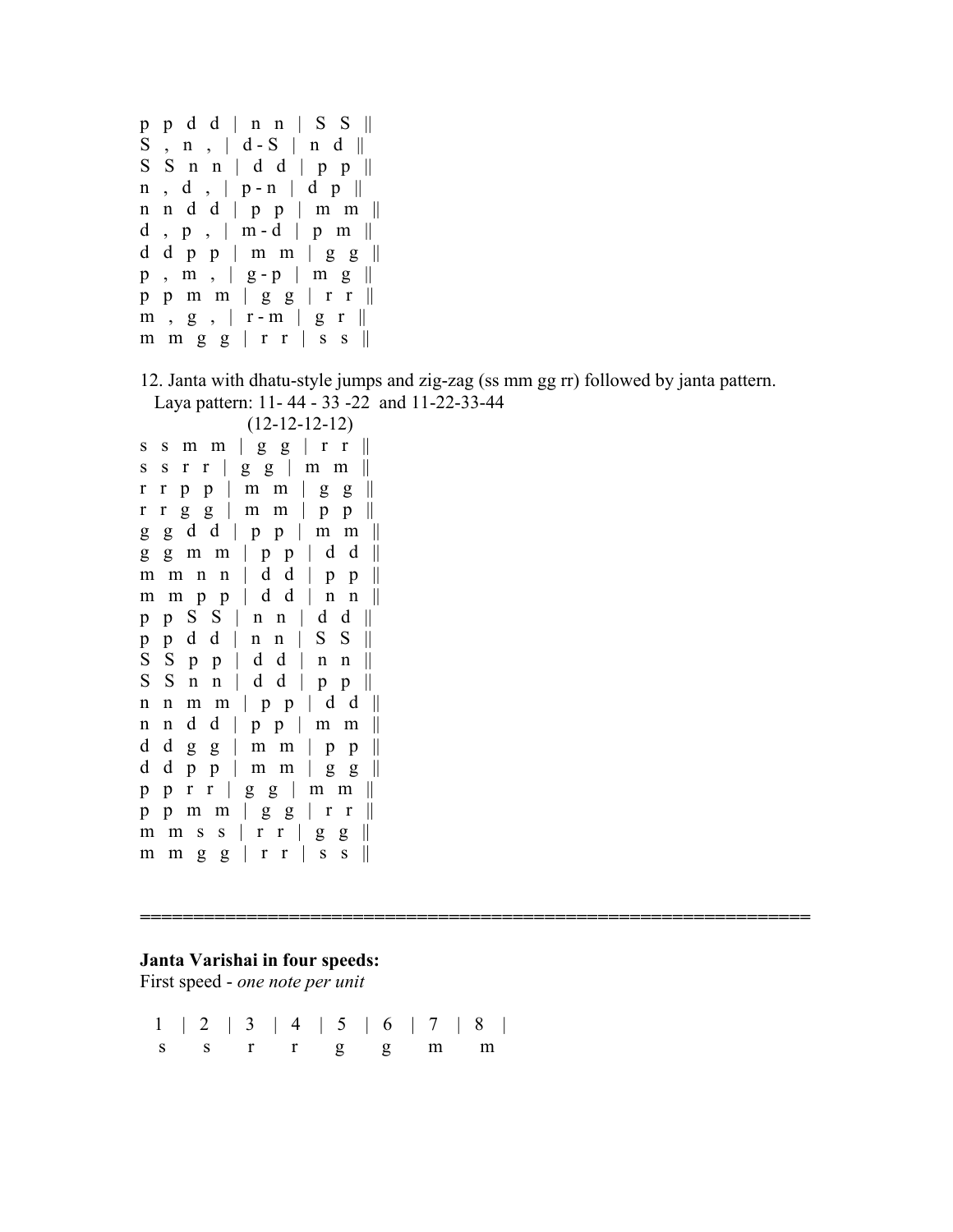```
p  p  d  d  |  n  n  |  S  S  ||
S  ,  n  ,  |  d - S  |  n  d  ||
S  S  n  n  |  d  d  |  p  p  ||
n  ,  d  ,  |  p - n  |  d  p  ||
n  n  d  d  |  p  p  |  m  m  ||
d  ,  p  ,  |  m - d  |  p  m  ||
d  d  p  p  |  m  m  |  g  g  ||
p  ,  m  ,  |  g - p  |  m  g  ||
p  p  m  m  |  g  g  |  r  r  ||
m  ,  g  ,  |  r - m  |  g  r  ||
m  m  g  g  |  r  r  |  s  s  ||
```

12. Janta with dhatu-style jumps and zig-zag (ss mm gg rr) followed by janta pattern.
Laya pattern: 11- 44 - 33 -22 and 11-22-33-44
(12-12-12-12)

```
s  s  m  m  |  g  g  |  r  r  ||
s  s  r  r  |  g  g  |  m  m  ||
r  r  p  p  |  m  m  |  g  g  ||
r  r  g  g  |  m  m  |  p  p  ||
g  g  d  d  |  p  p  |  m  m  ||
g  g  m  m  |  p  p  |  d  d  ||
m  m  n  n  |  d  d  |  p  p  ||
m  m  p  p  |  d  d  |  n  n  ||
p  p  S  S  |  n  n  |  d  d  ||
p  p  d  d  |  n  n  |  S  S  ||
S  S  p  p  |  d  d  |  n  n  ||
S  S  n  n  |  d  d  |  p  p  ||
n  n  m  m  |  p  p  |  d  d  ||
n  n  d  d  |  p  p  |  m  m  ||
d  d  g  g  |  m  m  |  p  p  ||
d  d  p  p  |  m  m  |  g  g  ||
p  p  r  r  |  g  g  |  m  m  ||
p  p  m  m  |  g  g  |  r  r  ||
m  m  s  s  |  r  r  |  g  g  ||
m  m  g  g  |  r  r  |  s  s  ||
```

================================================================

**Janta Varishai in four speeds:**

First speed - *one note per unit*

```
1  |  2  |  3  |  4  |  5  |  6  |  7  |  8  |
s     s     r     r     g     g     m     m
```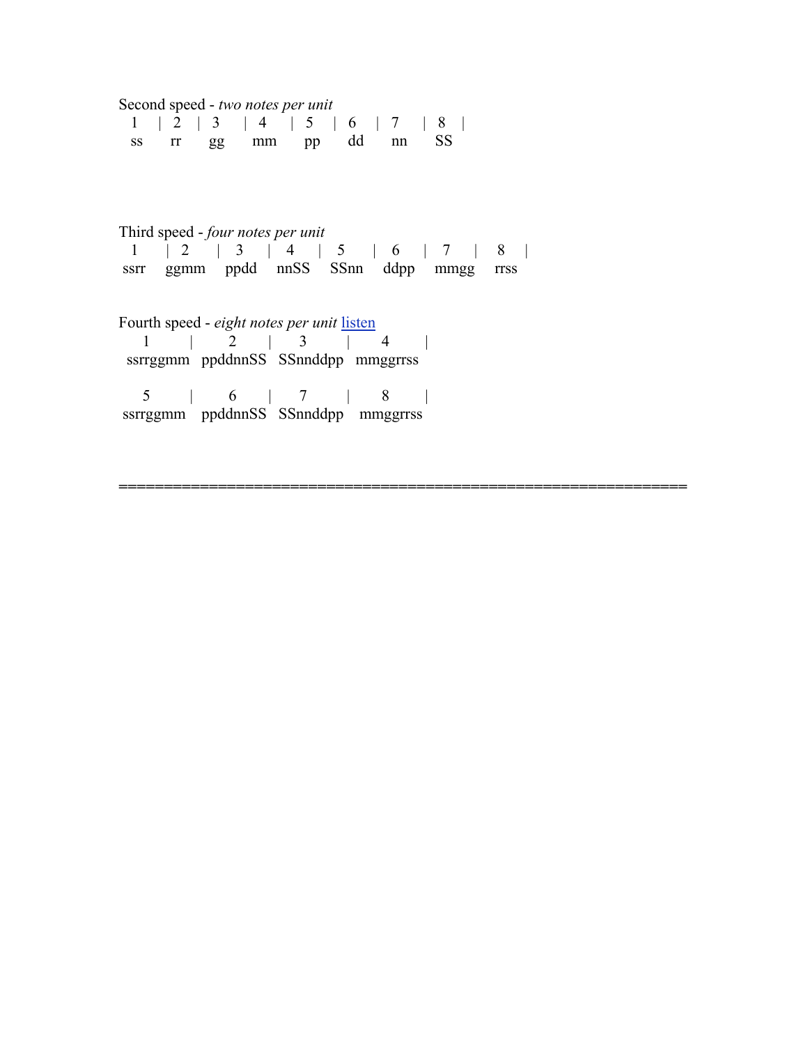Second speed - *two notes per unit*

| 1 | 2 | 3 | 4 | 5 | 6 | 7 | 8 |
|---|---|---|---|---|---|---|---|
| ss | rr | gg | mm | pp | dd | nn | SS |

Third speed - *four notes per unit*

| 1 | 2 | 3 | 4 | 5 | 6 | 7 | 8 |
|---|---|---|---|---|---|---|---|
| ssrr | ggmm | ppdd | nnSS | SSnn | ddpp | mmgg | rrss |

Fourth speed - *eight notes per unit* [listen]

| 1 | 2 | 3 | 4 |
|---|---|---|---|
| ssrrggmm | ppddnnSS | SSnnddpp | mmggrrss |

| 5 | 6 | 7 | 8 |
|---|---|---|---|
| ssrrggmm | ppddnnSS | SSnnddpp | mmggrrss |

================================================================